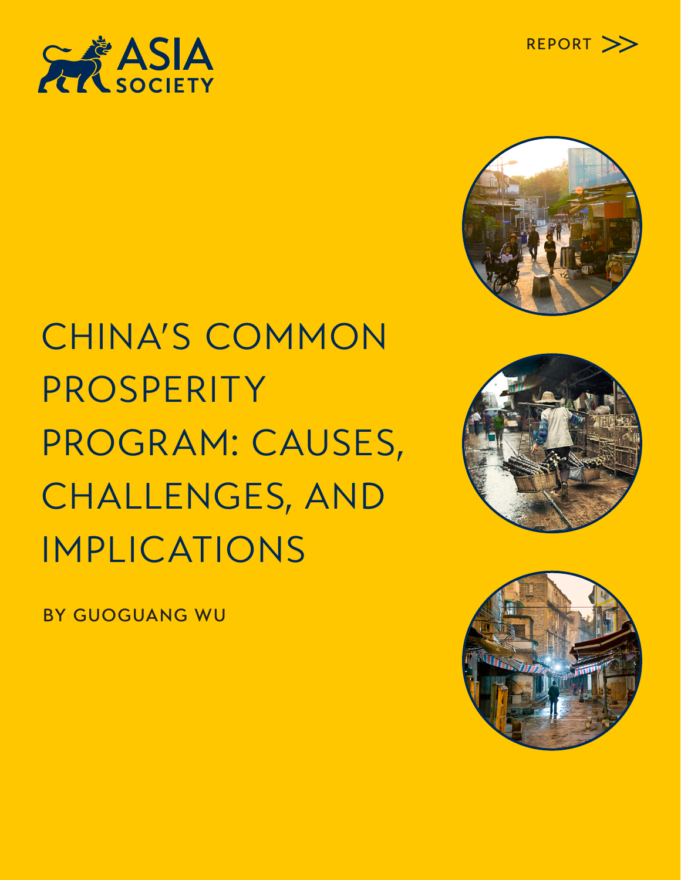ASIA SOCIETY

REPORT >>

# CHINA'S COMMON PROSPERITY PROGRAM: CAUSES, CHALLENGES, AND IMPLICATIONS

BY GUOGUANG WU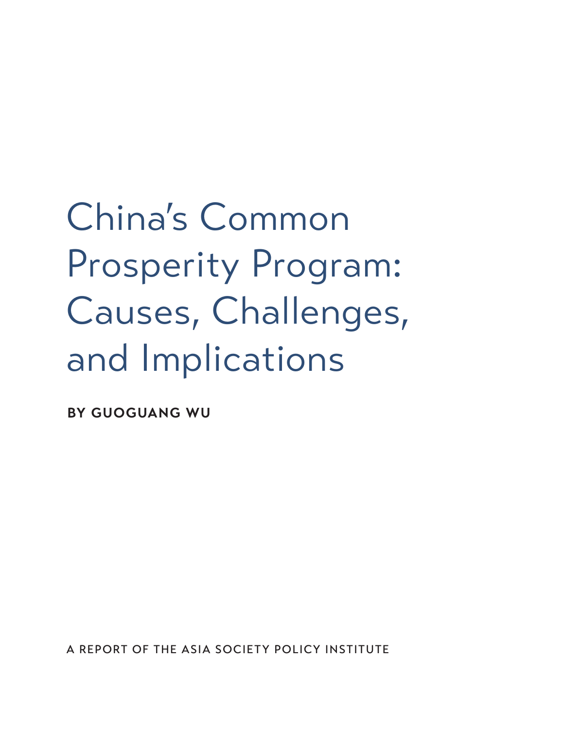# China's Common Prosperity Program: Causes, Challenges, and Implications

**BY GUOGUANG WU**

A REPORT OF THE ASIA SOCIETY POLICY INSTITUTE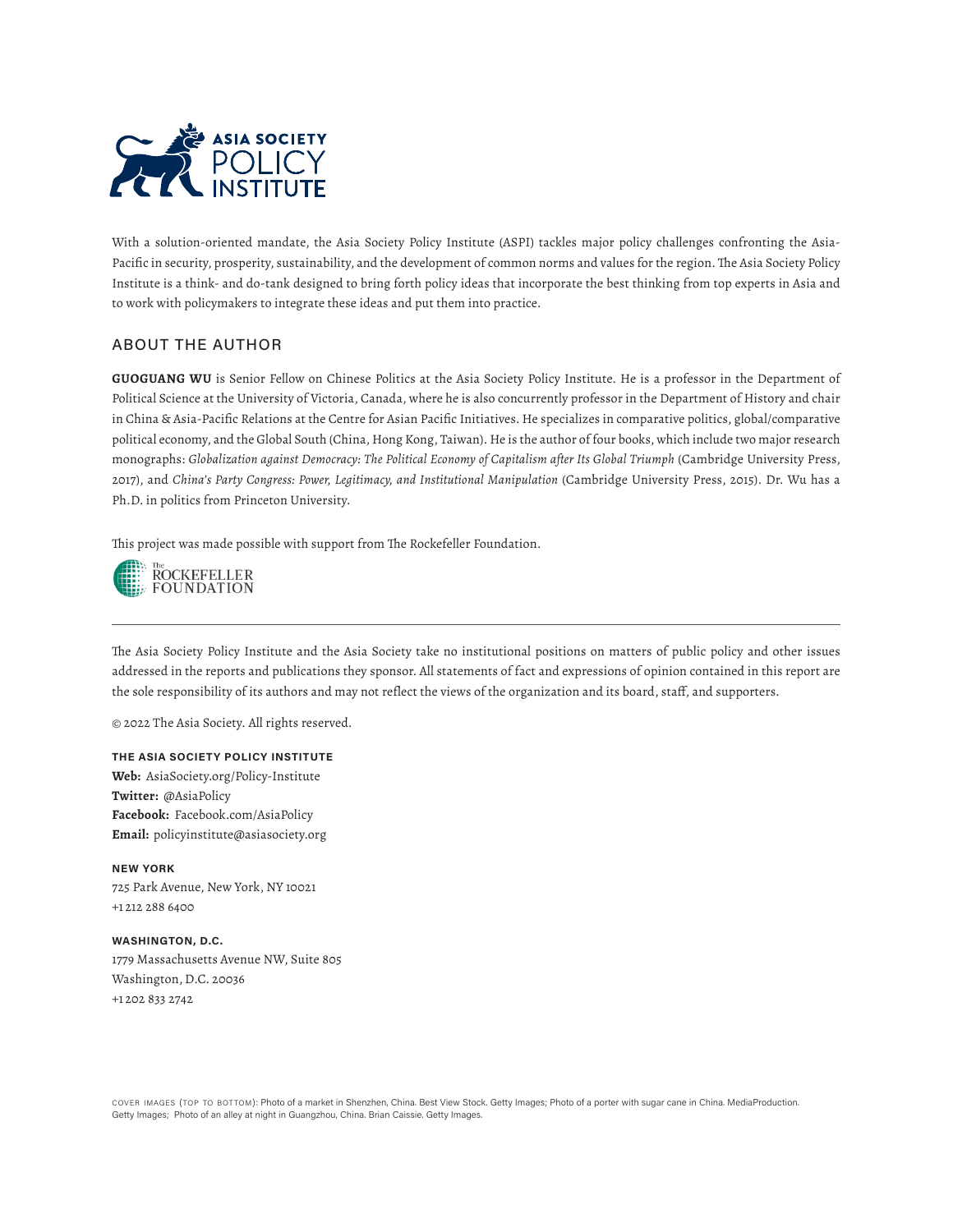ASIA SOCIETY POLICY INSTITUTE

With a solution-oriented mandate, the Asia Society Policy Institute (ASPI) tackles major policy challenges confronting the Asia-Pacific in security, prosperity, sustainability, and the development of common norms and values for the region. The Asia Society Policy Institute is a think- and do-tank designed to bring forth policy ideas that incorporate the best thinking from top experts in Asia and to work with policymakers to integrate these ideas and put them into practice.

## ABOUT THE AUTHOR

**GUOGUANG WU** is Senior Fellow on Chinese Politics at the Asia Society Policy Institute. He is a professor in the Department of Political Science at the University of Victoria, Canada, where he is also concurrently professor in the Department of History and chair in China & Asia-Pacific Relations at the Centre for Asian Pacific Initiatives. He specializes in comparative politics, global/comparative political economy, and the Global South (China, Hong Kong, Taiwan). He is the author of four books, which include two major research monographs: *Globalization against Democracy: The Political Economy of Capitalism after Its Global Triumph* (Cambridge University Press, 2017), and *China's Party Congress: Power, Legitimacy, and Institutional Manipulation* (Cambridge University Press, 2015). Dr. Wu has a Ph.D. in politics from Princeton University.

This project was made possible with support from The Rockefeller Foundation.

The Rockefeller Foundation

---

The Asia Society Policy Institute and the Asia Society take no institutional positions on matters of public policy and other issues addressed in the reports and publications they sponsor. All statements of fact and expressions of opinion contained in this report are the sole responsibility of its authors and may not reflect the views of the organization and its board, staff, and supporters.

© 2022 The Asia Society. All rights reserved.

**THE ASIA SOCIETY POLICY INSTITUTE**
**Web:** AsiaSociety.org/Policy-Institute
**Twitter:** @AsiaPolicy
**Facebook:** Facebook.com/AsiaPolicy
**Email:** policyinstitute@asiasociety.org

**NEW YORK**
725 Park Avenue, New York, NY 10021
+1 212 288 6400

**WASHINGTON, D.C.**
1779 Massachusetts Avenue NW, Suite 805
Washington, D.C. 20036
+1 202 833 2742

COVER IMAGES (TOP TO BOTTOM): Photo of a market in Shenzhen, China. Best View Stock. Getty Images; Photo of a porter with sugar cane in China. MediaProduction. Getty Images; Photo of an alley at night in Guangzhou, China. Brian Caissie. Getty Images.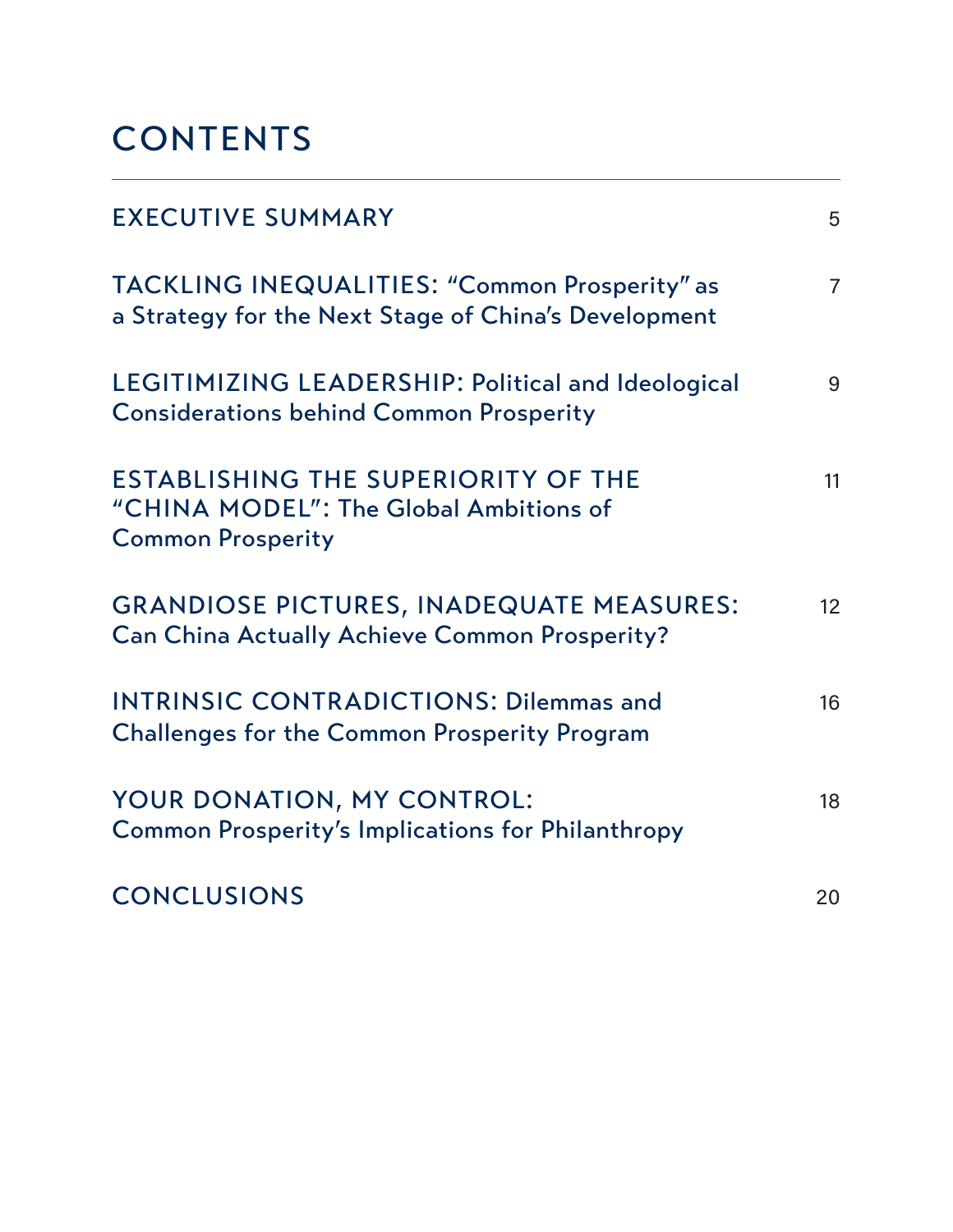# CONTENTS

| | |
|---|---|
| EXECUTIVE SUMMARY | 5 |
| TACKLING INEQUALITIES: "Common Prosperity" as a Strategy for the Next Stage of China's Development | 7 |
| LEGITIMIZING LEADERSHIP: Political and Ideological Considerations behind Common Prosperity | 9 |
| ESTABLISHING THE SUPERIORITY OF THE "CHINA MODEL": The Global Ambitions of Common Prosperity | 11 |
| GRANDIOSE PICTURES, INADEQUATE MEASURES: Can China Actually Achieve Common Prosperity? | 12 |
| INTRINSIC CONTRADICTIONS: Dilemmas and Challenges for the Common Prosperity Program | 16 |
| YOUR DONATION, MY CONTROL: Common Prosperity's Implications for Philanthropy | 18 |
| CONCLUSIONS | 20 |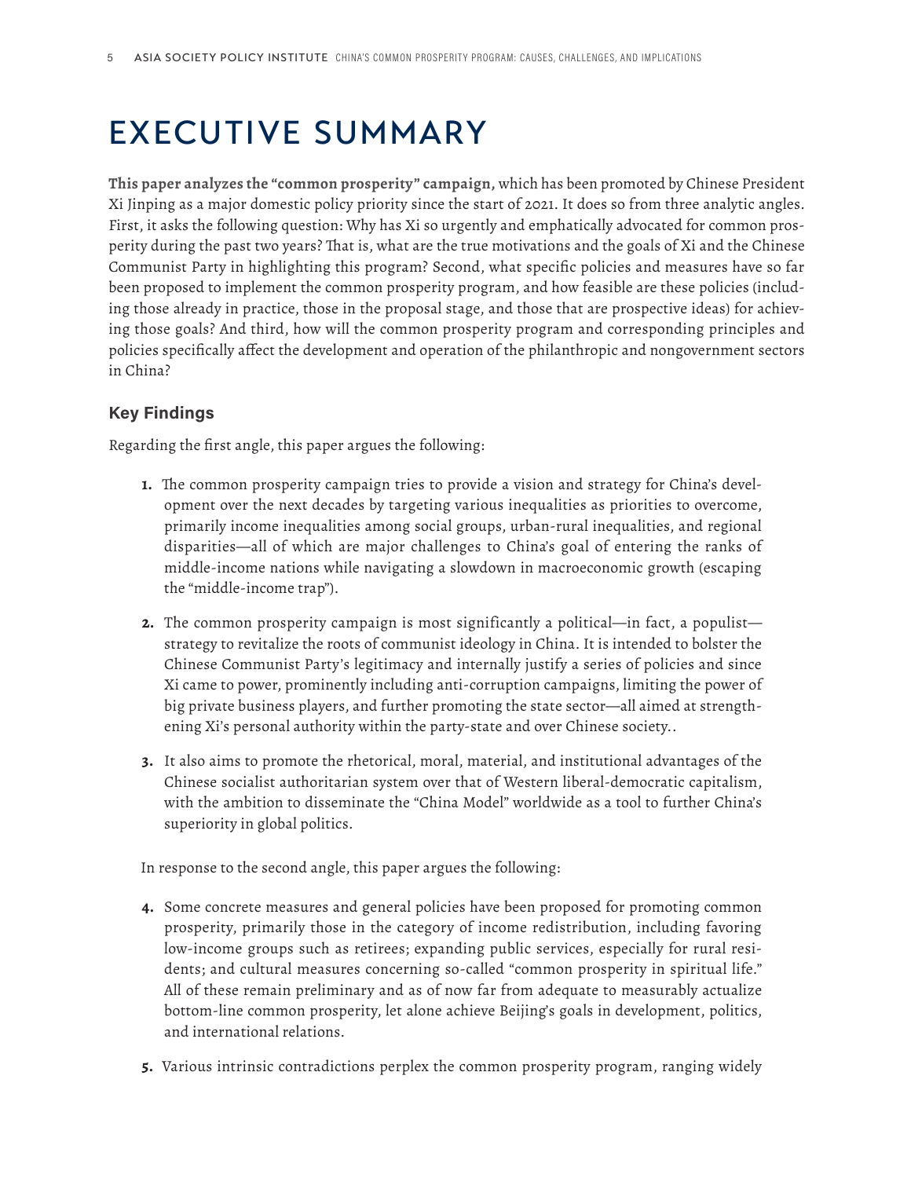# EXECUTIVE SUMMARY

**This paper analyzes the "common prosperity" campaign,** which has been promoted by Chinese President Xi Jinping as a major domestic policy priority since the start of 2021. It does so from three analytic angles. First, it asks the following question: Why has Xi so urgently and emphatically advocated for common prosperity during the past two years? That is, what are the true motivations and the goals of Xi and the Chinese Communist Party in highlighting this program? Second, what specific policies and measures have so far been proposed to implement the common prosperity program, and how feasible are these policies (including those already in practice, those in the proposal stage, and those that are prospective ideas) for achieving those goals? And third, how will the common prosperity program and corresponding principles and policies specifically affect the development and operation of the philanthropic and nongovernment sectors in China?

### Key Findings

Regarding the first angle, this paper argues the following:

1. The common prosperity campaign tries to provide a vision and strategy for China's development over the next decades by targeting various inequalities as priorities to overcome, primarily income inequalities among social groups, urban-rural inequalities, and regional disparities—all of which are major challenges to China's goal of entering the ranks of middle-income nations while navigating a slowdown in macroeconomic growth (escaping the "middle-income trap").

2. The common prosperity campaign is most significantly a political—in fact, a populist—strategy to revitalize the roots of communist ideology in China. It is intended to bolster the Chinese Communist Party's legitimacy and internally justify a series of policies and since Xi came to power, prominently including anti-corruption campaigns, limiting the power of big private business players, and further promoting the state sector—all aimed at strengthening Xi's personal authority within the party-state and over Chinese society..

3. It also aims to promote the rhetorical, moral, material, and institutional advantages of the Chinese socialist authoritarian system over that of Western liberal-democratic capitalism, with the ambition to disseminate the "China Model" worldwide as a tool to further China's superiority in global politics.

In response to the second angle, this paper argues the following:

4. Some concrete measures and general policies have been proposed for promoting common prosperity, primarily those in the category of income redistribution, including favoring low-income groups such as retirees; expanding public services, especially for rural residents; and cultural measures concerning so-called "common prosperity in spiritual life." All of these remain preliminary and as of now far from adequate to measurably actualize bottom-line common prosperity, let alone achieve Beijing's goals in development, politics, and international relations.

5. Various intrinsic contradictions perplex the common prosperity program, ranging widely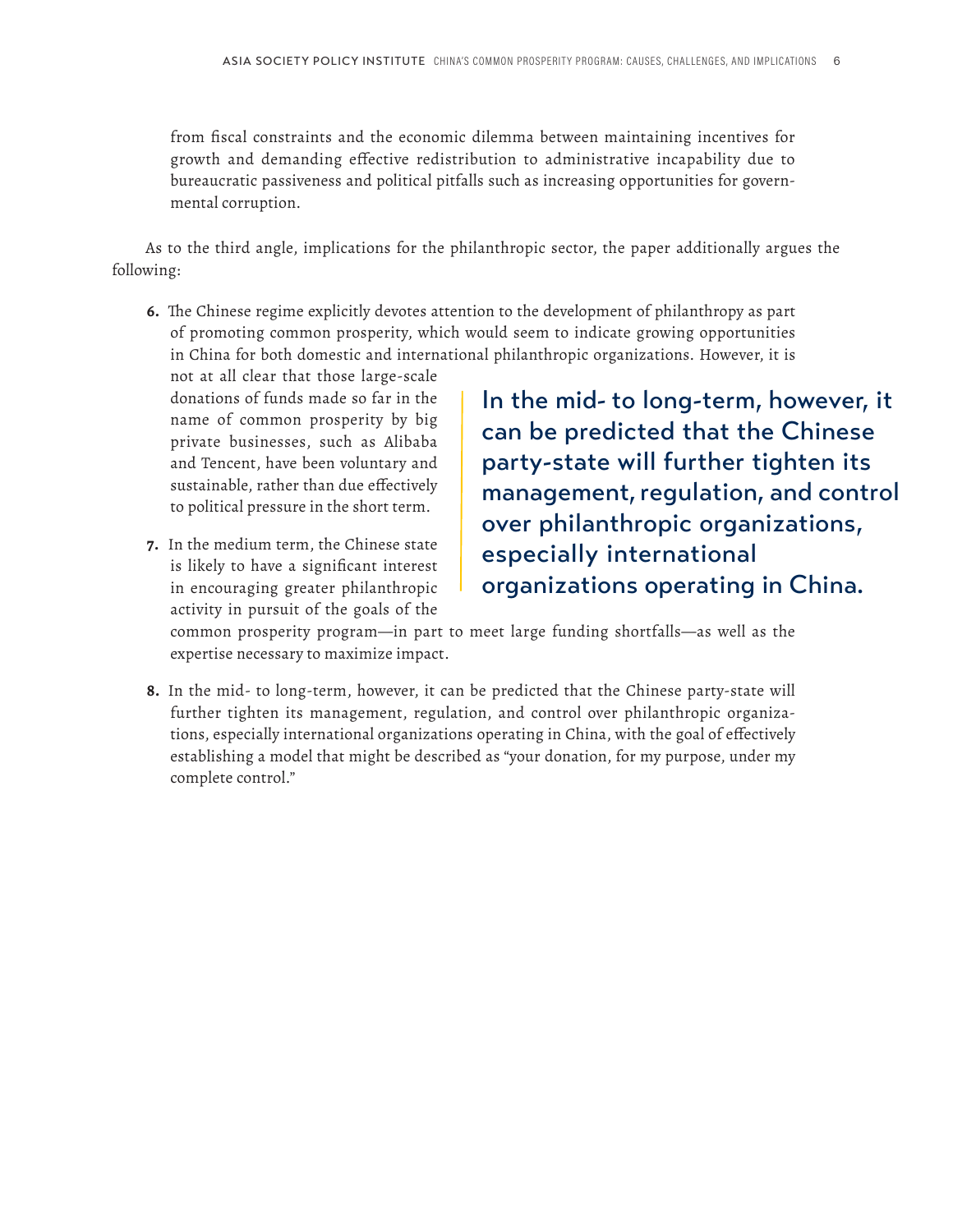from fiscal constraints and the economic dilemma between maintaining incentives for growth and demanding effective redistribution to administrative incapability due to bureaucratic passiveness and political pitfalls such as increasing opportunities for governmental corruption.

As to the third angle, implications for the philanthropic sector, the paper additionally argues the following:

6. The Chinese regime explicitly devotes attention to the development of philanthropy as part of promoting common prosperity, which would seem to indicate growing opportunities in China for both domestic and international philanthropic organizations. However, it is not at all clear that those large-scale donations of funds made so far in the name of common prosperity by big private businesses, such as Alibaba and Tencent, have been voluntary and sustainable, rather than due effectively to political pressure in the short term.

7. In the medium term, the Chinese state is likely to have a significant interest in encouraging greater philanthropic activity in pursuit of the goals of the common prosperity program—in part to meet large funding shortfalls—as well as the expertise necessary to maximize impact.

> In the mid- to long-term, however, it can be predicted that the Chinese party-state will further tighten its management, regulation, and control over philanthropic organizations, especially international organizations operating in China.

8. In the mid- to long-term, however, it can be predicted that the Chinese party-state will further tighten its management, regulation, and control over philanthropic organizations, especially international organizations operating in China, with the goal of effectively establishing a model that might be described as "your donation, for my purpose, under my complete control."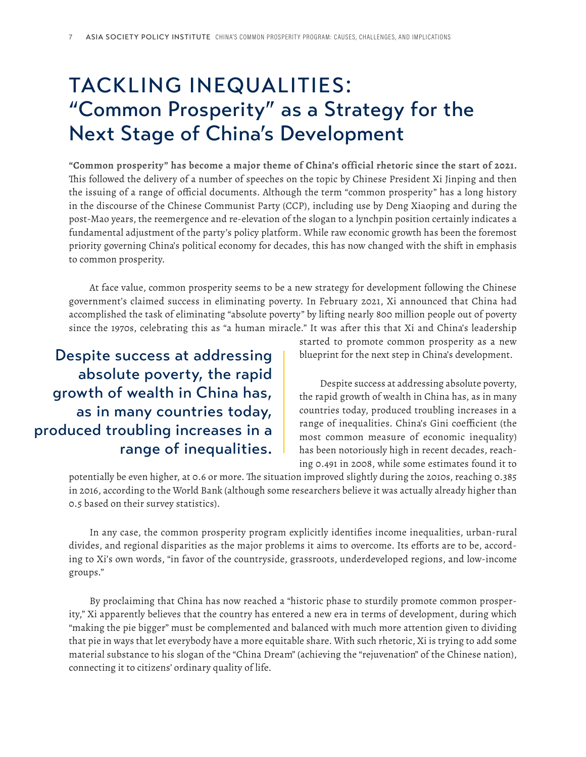# TACKLING INEQUALITIES: "Common Prosperity" as a Strategy for the Next Stage of China's Development

**"Common prosperity" has become a major theme of China's official rhetoric since the start of 2021.** This followed the delivery of a number of speeches on the topic by Chinese President Xi Jinping and then the issuing of a range of official documents. Although the term "common prosperity" has a long history in the discourse of the Chinese Communist Party (CCP), including use by Deng Xiaoping and during the post-Mao years, the reemergence and re-elevation of the slogan to a lynchpin position certainly indicates a fundamental adjustment of the party's policy platform. While raw economic growth has been the foremost priority governing China's political economy for decades, this has now changed with the shift in emphasis to common prosperity.

At face value, common prosperity seems to be a new strategy for development following the Chinese government's claimed success in eliminating poverty. In February 2021, Xi announced that China had accomplished the task of eliminating "absolute poverty" by lifting nearly 800 million people out of poverty since the 1970s, celebrating this as "a human miracle." It was after this that Xi and China's leadership started to promote common prosperity as a new blueprint for the next step in China's development.

> Despite success at addressing absolute poverty, the rapid growth of wealth in China has, as in many countries today, produced troubling increases in a range of inequalities.

Despite success at addressing absolute poverty, the rapid growth of wealth in China has, as in many countries today, produced troubling increases in a range of inequalities. China's Gini coefficient (the most common measure of economic inequality) has been notoriously high in recent decades, reaching 0.491 in 2008, while some estimates found it to potentially be even higher, at 0.6 or more. The situation improved slightly during the 2010s, reaching 0.385 in 2016, according to the World Bank (although some researchers believe it was actually already higher than 0.5 based on their survey statistics).

In any case, the common prosperity program explicitly identifies income inequalities, urban-rural divides, and regional disparities as the major problems it aims to overcome. Its efforts are to be, according to Xi's own words, "in favor of the countryside, grassroots, underdeveloped regions, and low-income groups."

By proclaiming that China has now reached a "historic phase to sturdily promote common prosperity," Xi apparently believes that the country has entered a new era in terms of development, during which "making the pie bigger" must be complemented and balanced with much more attention given to dividing that pie in ways that let everybody have a more equitable share. With such rhetoric, Xi is trying to add some material substance to his slogan of the "China Dream" (achieving the "rejuvenation" of the Chinese nation), connecting it to citizens' ordinary quality of life.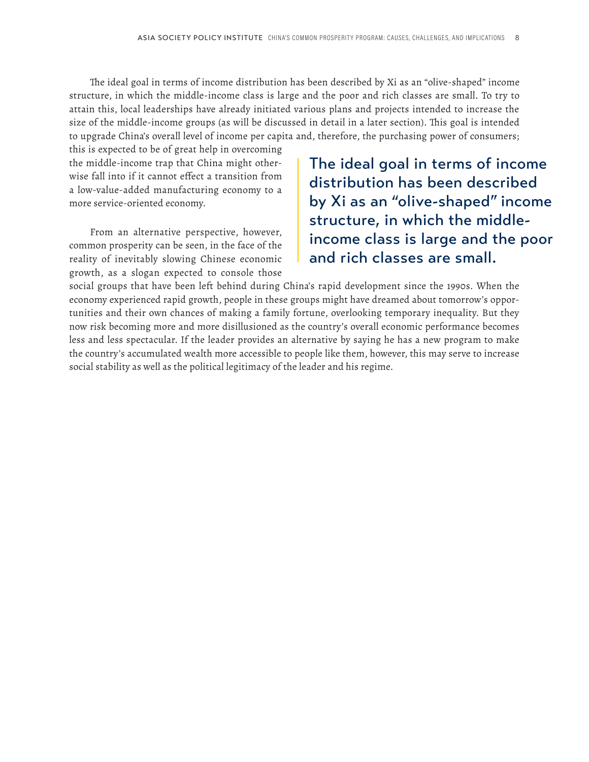The ideal goal in terms of income distribution has been described by Xi as an "olive-shaped" income structure, in which the middle-income class is large and the poor and rich classes are small. To try to attain this, local leaderships have already initiated various plans and projects intended to increase the size of the middle-income groups (as will be discussed in detail in a later section). This goal is intended to upgrade China's overall level of income per capita and, therefore, the purchasing power of consumers; this is expected to be of great help in overcoming the middle-income trap that China might otherwise fall into if it cannot effect a transition from a low-value-added manufacturing economy to a more service-oriented economy.

> **The ideal goal in terms of income distribution has been described by Xi as an "olive-shaped" income structure, in which the middle-income class is large and the poor and rich classes are small.**

From an alternative perspective, however, common prosperity can be seen, in the face of the reality of inevitably slowing Chinese economic growth, as a slogan expected to console those social groups that have been left behind during China's rapid development since the 1990s. When the economy experienced rapid growth, people in these groups might have dreamed about tomorrow's opportunities and their own chances of making a family fortune, overlooking temporary inequality. But they now risk becoming more and more disillusioned as the country's overall economic performance becomes less and less spectacular. If the leader provides an alternative by saying he has a new program to make the country's accumulated wealth more accessible to people like them, however, this may serve to increase social stability as well as the political legitimacy of the leader and his regime.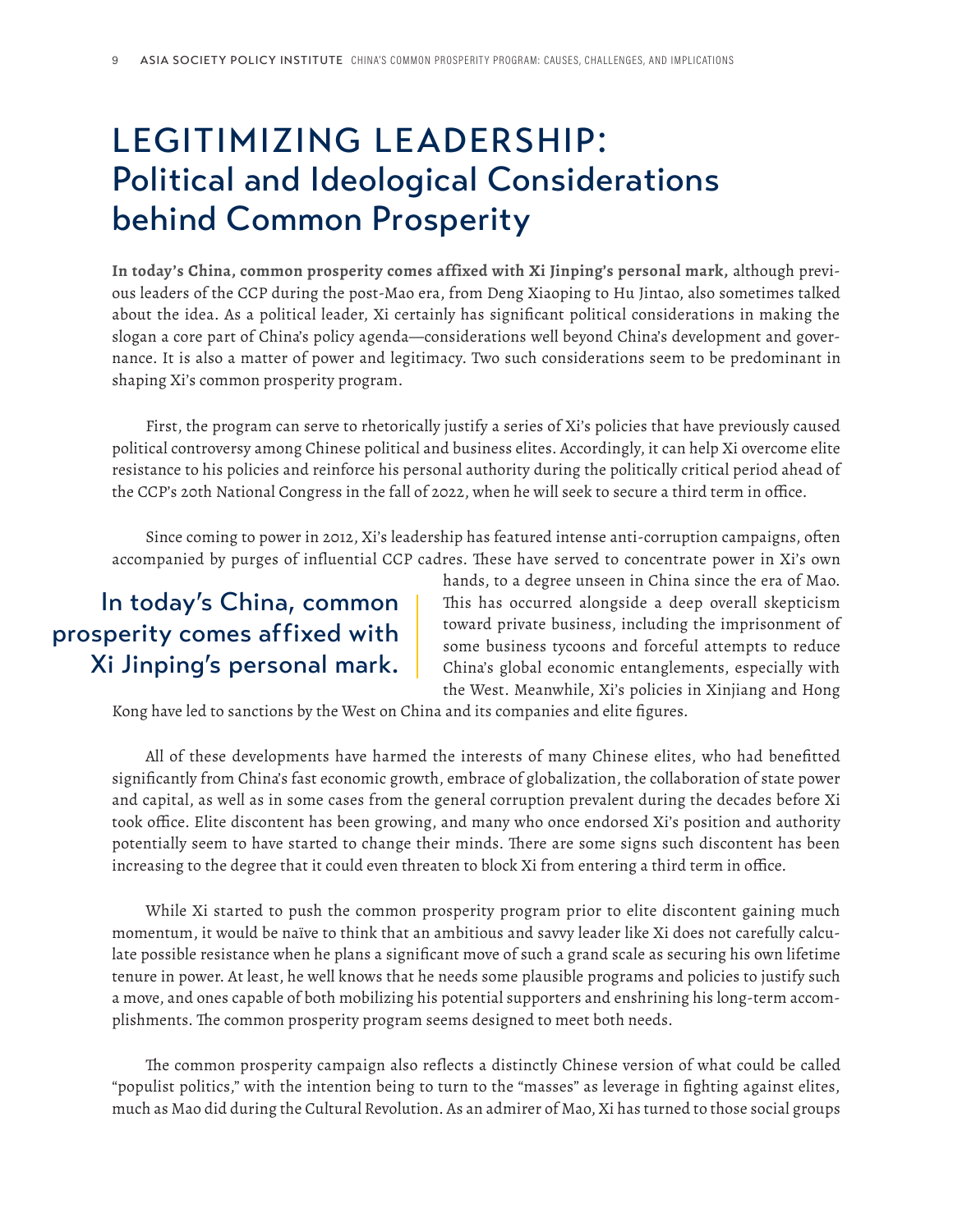# LEGITIMIZING LEADERSHIP: Political and Ideological Considerations behind Common Prosperity

**In today's China, common prosperity comes affixed with Xi Jinping's personal mark,** although previous leaders of the CCP during the post-Mao era, from Deng Xiaoping to Hu Jintao, also sometimes talked about the idea. As a political leader, Xi certainly has significant political considerations in making the slogan a core part of China's policy agenda—considerations well beyond China's development and governance. It is also a matter of power and legitimacy. Two such considerations seem to be predominant in shaping Xi's common prosperity program.

First, the program can serve to rhetorically justify a series of Xi's policies that have previously caused political controversy among Chinese political and business elites. Accordingly, it can help Xi overcome elite resistance to his policies and reinforce his personal authority during the politically critical period ahead of the CCP's 20th National Congress in the fall of 2022, when he will seek to secure a third term in office.

Since coming to power in 2012, Xi's leadership has featured intense anti-corruption campaigns, often accompanied by purges of influential CCP cadres. These have served to concentrate power in Xi's own hands, to a degree unseen in China since the era of Mao. This has occurred alongside a deep overall skepticism toward private business, including the imprisonment of some business tycoons and forceful attempts to reduce China's global economic entanglements, especially with the West. Meanwhile, Xi's policies in Xinjiang and Hong Kong have led to sanctions by the West on China and its companies and elite figures.

> In today's China, common prosperity comes affixed with Xi Jinping's personal mark.

All of these developments have harmed the interests of many Chinese elites, who had benefitted significantly from China's fast economic growth, embrace of globalization, the collaboration of state power and capital, as well as in some cases from the general corruption prevalent during the decades before Xi took office. Elite discontent has been growing, and many who once endorsed Xi's position and authority potentially seem to have started to change their minds. There are some signs such discontent has been increasing to the degree that it could even threaten to block Xi from entering a third term in office.

While Xi started to push the common prosperity program prior to elite discontent gaining much momentum, it would be naïve to think that an ambitious and savvy leader like Xi does not carefully calculate possible resistance when he plans a significant move of such a grand scale as securing his own lifetime tenure in power. At least, he well knows that he needs some plausible programs and policies to justify such a move, and ones capable of both mobilizing his potential supporters and enshrining his long-term accomplishments. The common prosperity program seems designed to meet both needs.

The common prosperity campaign also reflects a distinctly Chinese version of what could be called "populist politics," with the intention being to turn to the "masses" as leverage in fighting against elites, much as Mao did during the Cultural Revolution. As an admirer of Mao, Xi has turned to those social groups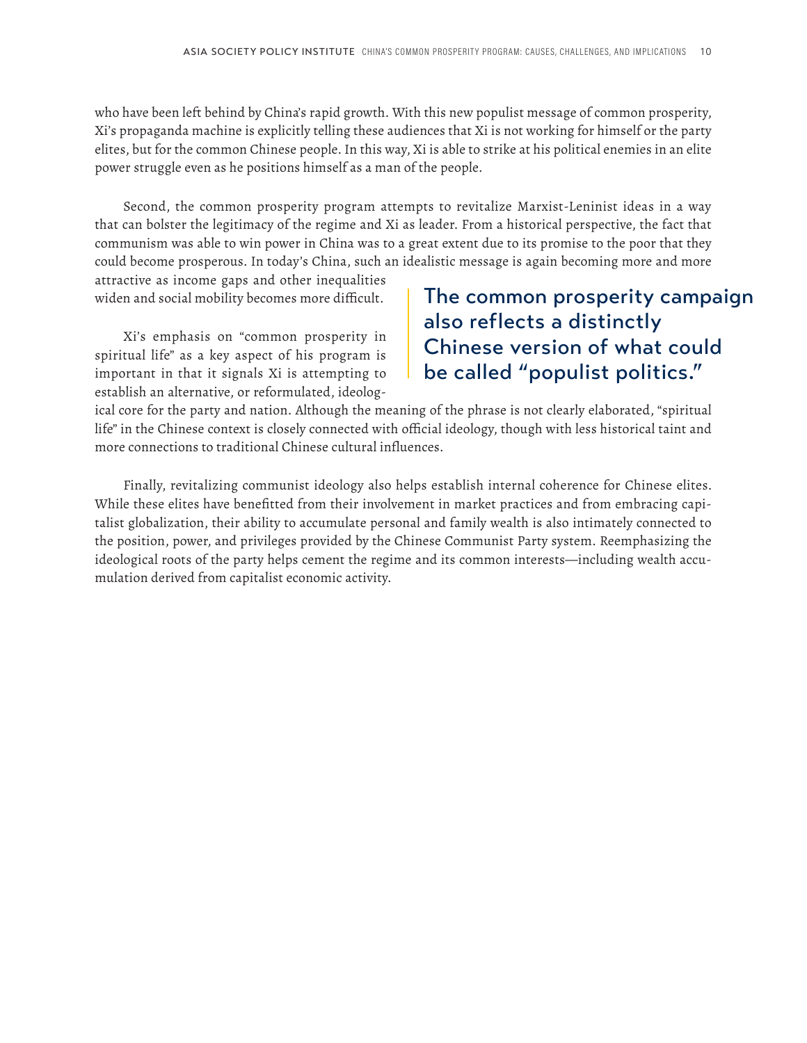who have been left behind by China's rapid growth. With this new populist message of common prosperity, Xi's propaganda machine is explicitly telling these audiences that Xi is not working for himself or the party elites, but for the common Chinese people. In this way, Xi is able to strike at his political enemies in an elite power struggle even as he positions himself as a man of the people.

Second, the common prosperity program attempts to revitalize Marxist-Leninist ideas in a way that can bolster the legitimacy of the regime and Xi as leader. From a historical perspective, the fact that communism was able to win power in China was to a great extent due to its promise to the poor that they could become prosperous. In today's China, such an idealistic message is again becoming more and more attractive as income gaps and other inequalities widen and social mobility becomes more difficult.

> The common prosperity campaign also reflects a distinctly Chinese version of what could be called "populist politics."

Xi's emphasis on "common prosperity in spiritual life" as a key aspect of his program is important in that it signals Xi is attempting to establish an alternative, or reformulated, ideological core for the party and nation. Although the meaning of the phrase is not clearly elaborated, "spiritual life" in the Chinese context is closely connected with official ideology, though with less historical taint and more connections to traditional Chinese cultural influences.

Finally, revitalizing communist ideology also helps establish internal coherence for Chinese elites. While these elites have benefitted from their involvement in market practices and from embracing capitalist globalization, their ability to accumulate personal and family wealth is also intimately connected to the position, power, and privileges provided by the Chinese Communist Party system. Reemphasizing the ideological roots of the party helps cement the regime and its common interests—including wealth accumulation derived from capitalist economic activity.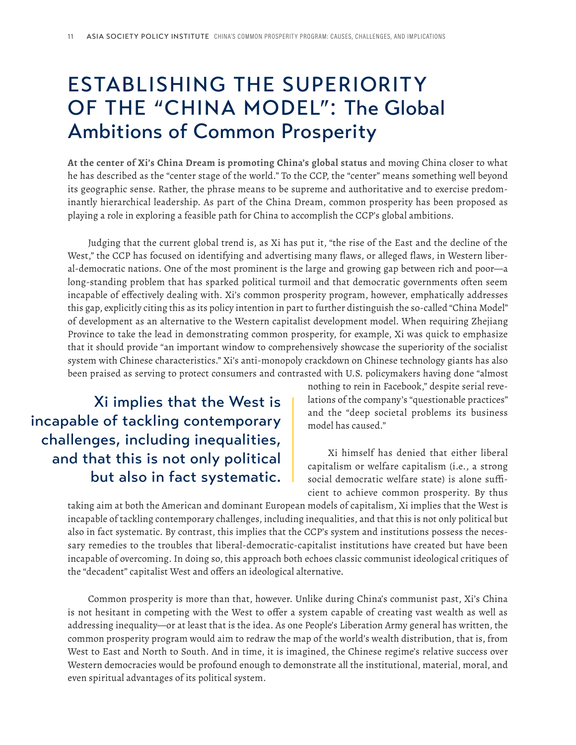# ESTABLISHING THE SUPERIORITY OF THE "CHINA MODEL": The Global Ambitions of Common Prosperity

**At the center of Xi's China Dream is promoting China's global status** and moving China closer to what he has described as the "center stage of the world." To the CCP, the "center" means something well beyond its geographic sense. Rather, the phrase means to be supreme and authoritative and to exercise predominantly hierarchical leadership. As part of the China Dream, common prosperity has been proposed as playing a role in exploring a feasible path for China to accomplish the CCP's global ambitions.

Judging that the current global trend is, as Xi has put it, "the rise of the East and the decline of the West," the CCP has focused on identifying and advertising many flaws, or alleged flaws, in Western liberal-democratic nations. One of the most prominent is the large and growing gap between rich and poor—a long-standing problem that has sparked political turmoil and that democratic governments often seem incapable of effectively dealing with. Xi's common prosperity program, however, emphatically addresses this gap, explicitly citing this as its policy intention in part to further distinguish the so-called "China Model" of development as an alternative to the Western capitalist development model. When requiring Zhejiang Province to take the lead in demonstrating common prosperity, for example, Xi was quick to emphasize that it should provide "an important window to comprehensively showcase the superiority of the socialist system with Chinese characteristics." Xi's anti-monopoly crackdown on Chinese technology giants has also been praised as serving to protect consumers and contrasted with U.S. policymakers having done "almost nothing to rein in Facebook," despite serial revelations of the company's "questionable practices" and the "deep societal problems its business model has caused."

> Xi implies that the West is incapable of tackling contemporary challenges, including inequalities, and that this is not only political but also in fact systematic.

Xi himself has denied that either liberal capitalism or welfare capitalism (i.e., a strong social democratic welfare state) is alone sufficient to achieve common prosperity. By thus taking aim at both the American and dominant European models of capitalism, Xi implies that the West is incapable of tackling contemporary challenges, including inequalities, and that this is not only political but also in fact systematic. By contrast, this implies that the CCP's system and institutions possess the necessary remedies to the troubles that liberal-democratic-capitalist institutions have created but have been incapable of overcoming. In doing so, this approach both echoes classic communist ideological critiques of the "decadent" capitalist West and offers an ideological alternative.

Common prosperity is more than that, however. Unlike during China's communist past, Xi's China is not hesitant in competing with the West to offer a system capable of creating vast wealth as well as addressing inequality—or at least that is the idea. As one People's Liberation Army general has written, the common prosperity program would aim to redraw the map of the world's wealth distribution, that is, from West to East and North to South. And in time, it is imagined, the Chinese regime's relative success over Western democracies would be profound enough to demonstrate all the institutional, material, moral, and even spiritual advantages of its political system.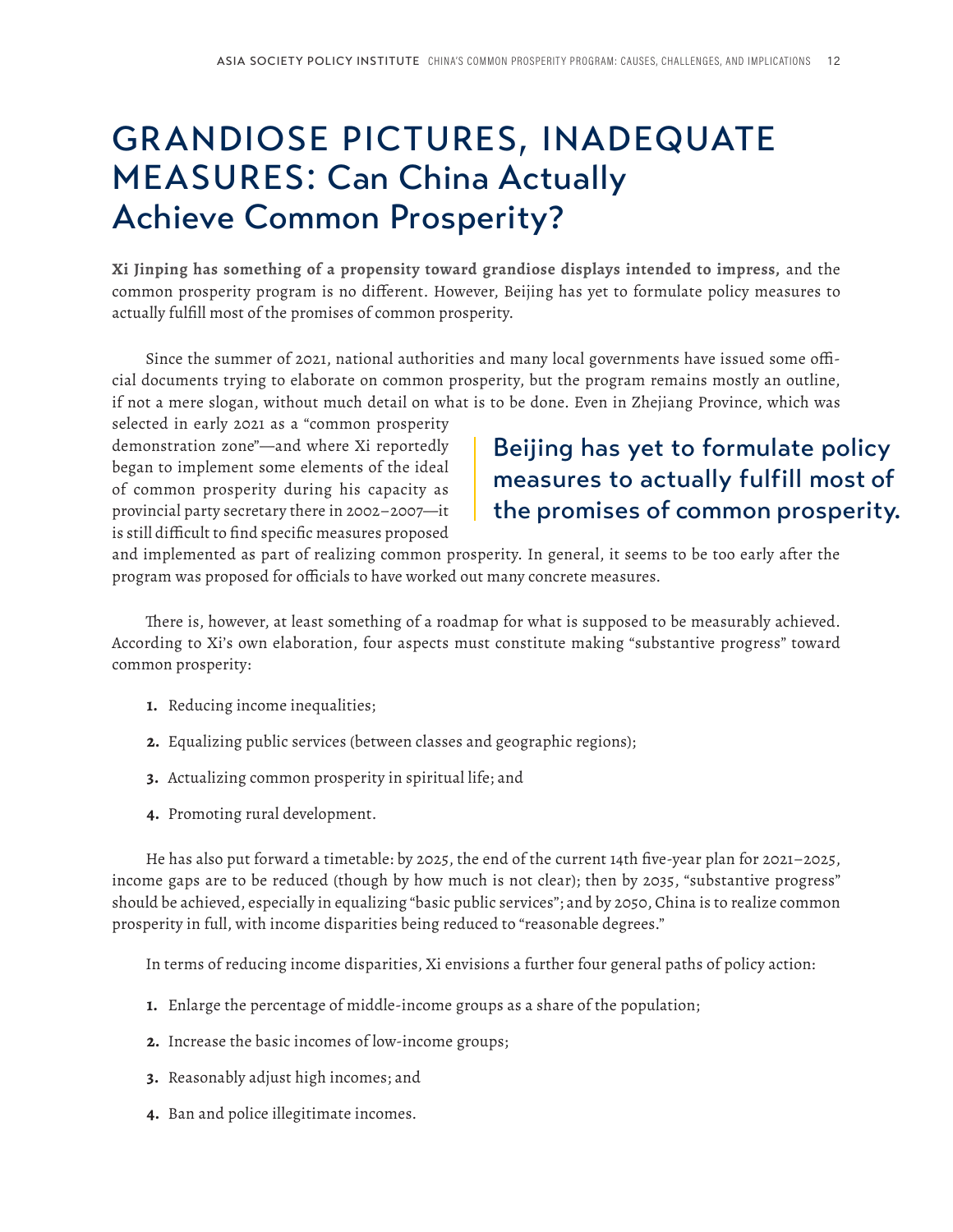# GRANDIOSE PICTURES, INADEQUATE MEASURES: Can China Actually Achieve Common Prosperity?

**Xi Jinping has something of a propensity toward grandiose displays intended to impress,** and the common prosperity program is no different. However, Beijing has yet to formulate policy measures to actually fulfill most of the promises of common prosperity.

Since the summer of 2021, national authorities and many local governments have issued some official documents trying to elaborate on common prosperity, but the program remains mostly an outline, if not a mere slogan, without much detail on what is to be done. Even in Zhejiang Province, which was selected in early 2021 as a "common prosperity demonstration zone"—and where Xi reportedly began to implement some elements of the ideal of common prosperity during his capacity as provincial party secretary there in 2002–2007—it is still difficult to find specific measures proposed and implemented as part of realizing common prosperity. In general, it seems to be too early after the program was proposed for officials to have worked out many concrete measures.

> Beijing has yet to formulate policy measures to actually fulfill most of the promises of common prosperity.

There is, however, at least something of a roadmap for what is supposed to be measurably achieved. According to Xi's own elaboration, four aspects must constitute making "substantive progress" toward common prosperity:

1. Reducing income inequalities;
2. Equalizing public services (between classes and geographic regions);
3. Actualizing common prosperity in spiritual life; and
4. Promoting rural development.

He has also put forward a timetable: by 2025, the end of the current 14th five-year plan for 2021–2025, income gaps are to be reduced (though by how much is not clear); then by 2035, "substantive progress" should be achieved, especially in equalizing "basic public services"; and by 2050, China is to realize common prosperity in full, with income disparities being reduced to "reasonable degrees."

In terms of reducing income disparities, Xi envisions a further four general paths of policy action:

1. Enlarge the percentage of middle-income groups as a share of the population;
2. Increase the basic incomes of low-income groups;
3. Reasonably adjust high incomes; and
4. Ban and police illegitimate incomes.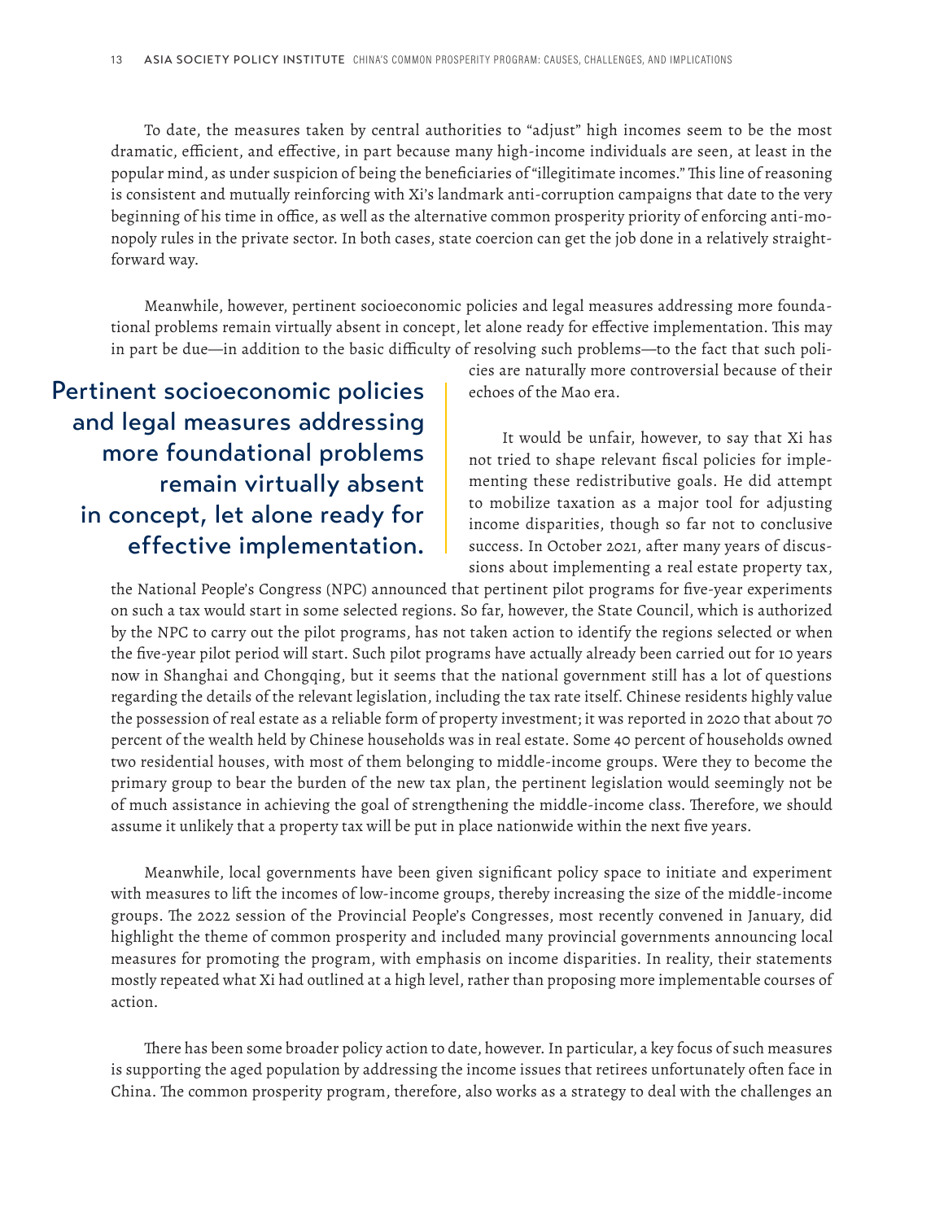To date, the measures taken by central authorities to "adjust" high incomes seem to be the most dramatic, efficient, and effective, in part because many high-income individuals are seen, at least in the popular mind, as under suspicion of being the beneficiaries of "illegitimate incomes." This line of reasoning is consistent and mutually reinforcing with Xi's landmark anti-corruption campaigns that date to the very beginning of his time in office, as well as the alternative common prosperity priority of enforcing anti-monopoly rules in the private sector. In both cases, state coercion can get the job done in a relatively straightforward way.

Meanwhile, however, pertinent socioeconomic policies and legal measures addressing more foundational problems remain virtually absent in concept, let alone ready for effective implementation. This may in part be due—in addition to the basic difficulty of resolving such problems—to the fact that such policies are naturally more controversial because of their echoes of the Mao era.

> Pertinent socioeconomic policies and legal measures addressing more foundational problems remain virtually absent in concept, let alone ready for effective implementation.

It would be unfair, however, to say that Xi has not tried to shape relevant fiscal policies for implementing these redistributive goals. He did attempt to mobilize taxation as a major tool for adjusting income disparities, though so far not to conclusive success. In October 2021, after many years of discussions about implementing a real estate property tax, the National People's Congress (NPC) announced that pertinent pilot programs for five-year experiments on such a tax would start in some selected regions. So far, however, the State Council, which is authorized by the NPC to carry out the pilot programs, has not taken action to identify the regions selected or when the five-year pilot period will start. Such pilot programs have actually already been carried out for 10 years now in Shanghai and Chongqing, but it seems that the national government still has a lot of questions regarding the details of the relevant legislation, including the tax rate itself. Chinese residents highly value the possession of real estate as a reliable form of property investment; it was reported in 2020 that about 70 percent of the wealth held by Chinese households was in real estate. Some 40 percent of households owned two residential houses, with most of them belonging to middle-income groups. Were they to become the primary group to bear the burden of the new tax plan, the pertinent legislation would seemingly not be of much assistance in achieving the goal of strengthening the middle-income class. Therefore, we should assume it unlikely that a property tax will be put in place nationwide within the next five years.

Meanwhile, local governments have been given significant policy space to initiate and experiment with measures to lift the incomes of low-income groups, thereby increasing the size of the middle-income groups. The 2022 session of the Provincial People's Congresses, most recently convened in January, did highlight the theme of common prosperity and included many provincial governments announcing local measures for promoting the program, with emphasis on income disparities. In reality, their statements mostly repeated what Xi had outlined at a high level, rather than proposing more implementable courses of action.

There has been some broader policy action to date, however. In particular, a key focus of such measures is supporting the aged population by addressing the income issues that retirees unfortunately often face in China. The common prosperity program, therefore, also works as a strategy to deal with the challenges an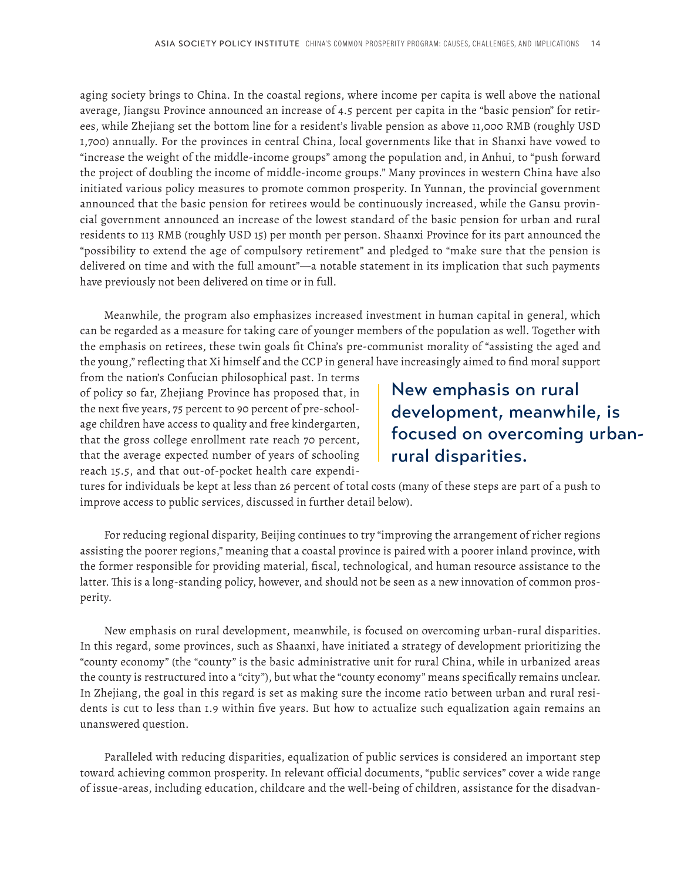aging society brings to China. In the coastal regions, where income per capita is well above the national average, Jiangsu Province announced an increase of 4.5 percent per capita in the "basic pension" for retirees, while Zhejiang set the bottom line for a resident's livable pension as above 11,000 RMB (roughly USD 1,700) annually. For the provinces in central China, local governments like that in Shanxi have vowed to "increase the weight of the middle-income groups" among the population and, in Anhui, to "push forward the project of doubling the income of middle-income groups." Many provinces in western China have also initiated various policy measures to promote common prosperity. In Yunnan, the provincial government announced that the basic pension for retirees would be continuously increased, while the Gansu provincial government announced an increase of the lowest standard of the basic pension for urban and rural residents to 113 RMB (roughly USD 15) per month per person. Shaanxi Province for its part announced the "possibility to extend the age of compulsory retirement" and pledged to "make sure that the pension is delivered on time and with the full amount"—a notable statement in its implication that such payments have previously not been delivered on time or in full.

Meanwhile, the program also emphasizes increased investment in human capital in general, which can be regarded as a measure for taking care of younger members of the population as well. Together with the emphasis on retirees, these twin goals fit China's pre-communist morality of "assisting the aged and the young," reflecting that Xi himself and the CCP in general have increasingly aimed to find moral support from the nation's Confucian philosophical past. In terms of policy so far, Zhejiang Province has proposed that, in the next five years, 75 percent to 90 percent of pre-school-age children have access to quality and free kindergarten, that the gross college enrollment rate reach 70 percent, that the average expected number of years of schooling reach 15.5, and that out-of-pocket health care expenditures for individuals be kept at less than 26 percent of total costs (many of these steps are part of a push to improve access to public services, discussed in further detail below).

> New emphasis on rural development, meanwhile, is focused on overcoming urban-rural disparities.

For reducing regional disparity, Beijing continues to try "improving the arrangement of richer regions assisting the poorer regions," meaning that a coastal province is paired with a poorer inland province, with the former responsible for providing material, fiscal, technological, and human resource assistance to the latter. This is a long-standing policy, however, and should not be seen as a new innovation of common prosperity.

New emphasis on rural development, meanwhile, is focused on overcoming urban-rural disparities. In this regard, some provinces, such as Shaanxi, have initiated a strategy of development prioritizing the "county economy" (the "county" is the basic administrative unit for rural China, while in urbanized areas the county is restructured into a "city"), but what the "county economy" means specifically remains unclear. In Zhejiang, the goal in this regard is set as making sure the income ratio between urban and rural residents is cut to less than 1.9 within five years. But how to actualize such equalization again remains an unanswered question.

Paralleled with reducing disparities, equalization of public services is considered an important step toward achieving common prosperity. In relevant official documents, "public services" cover a wide range of issue-areas, including education, childcare and the well-being of children, assistance for the disadvan-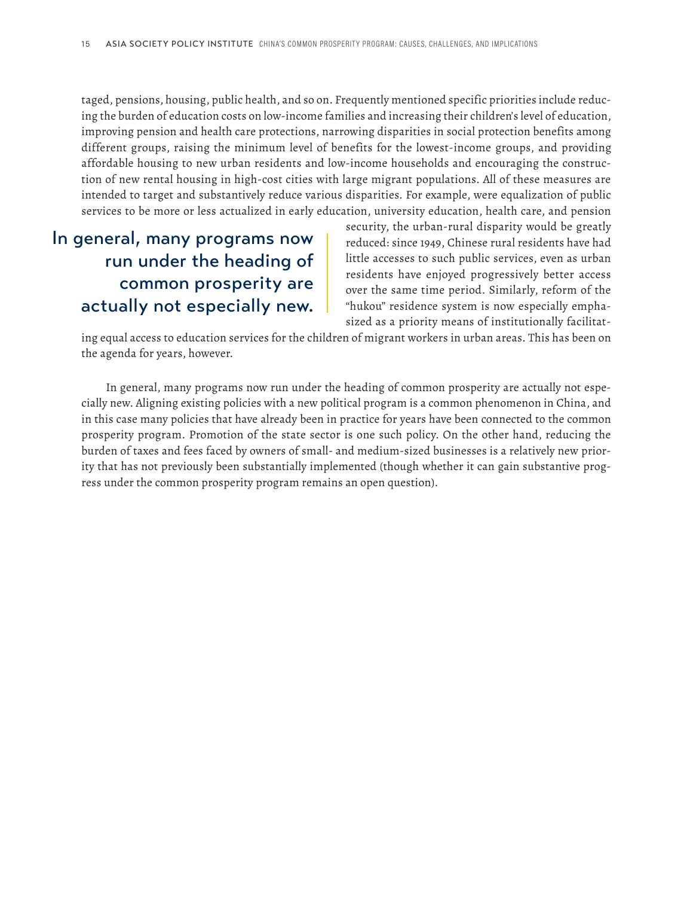taged, pensions, housing, public health, and so on. Frequently mentioned specific priorities include reducing the burden of education costs on low-income families and increasing their children's level of education, improving pension and health care protections, narrowing disparities in social protection benefits among different groups, raising the minimum level of benefits for the lowest-income groups, and providing affordable housing to new urban residents and low-income households and encouraging the construction of new rental housing in high-cost cities with large migrant populations. All of these measures are intended to target and substantively reduce various disparities. For example, were equalization of public services to be more or less actualized in early education, university education, health care, and pension security, the urban-rural disparity would be greatly reduced: since 1949, Chinese rural residents have had little accesses to such public services, even as urban residents have enjoyed progressively better access over the same time period. Similarly, reform of the "hukou" residence system is now especially emphasized as a priority means of institutionally facilitating equal access to education services for the children of migrant workers in urban areas. This has been on the agenda for years, however.

> In general, many programs now run under the heading of common prosperity are actually not especially new.

In general, many programs now run under the heading of common prosperity are actually not especially new. Aligning existing policies with a new political program is a common phenomenon in China, and in this case many policies that have already been in practice for years have been connected to the common prosperity program. Promotion of the state sector is one such policy. On the other hand, reducing the burden of taxes and fees faced by owners of small- and medium-sized businesses is a relatively new priority that has not previously been substantially implemented (though whether it can gain substantive progress under the common prosperity program remains an open question).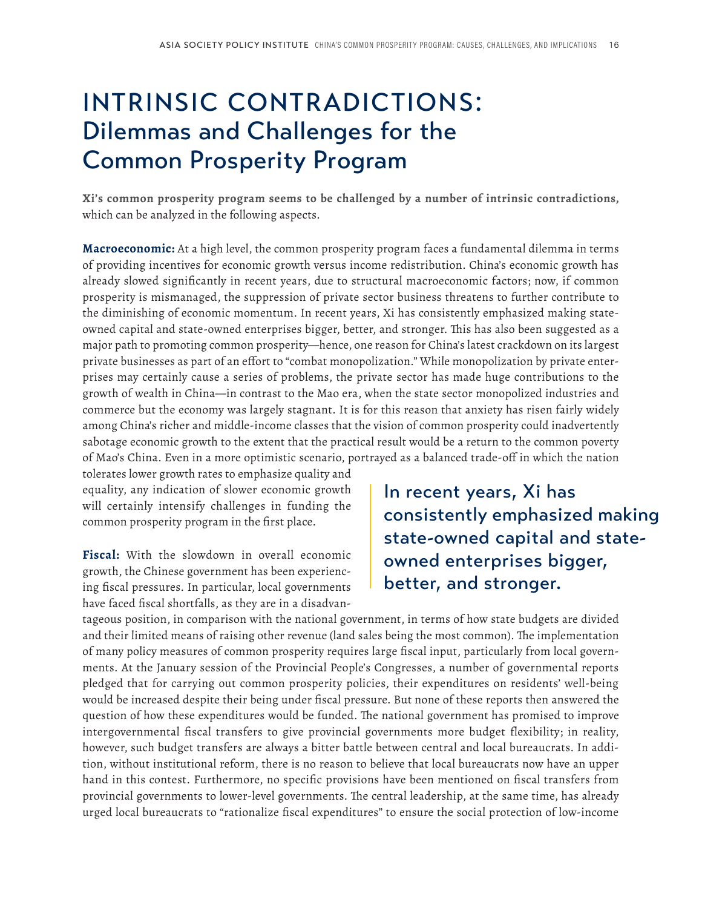# INTRINSIC CONTRADICTIONS: Dilemmas and Challenges for the Common Prosperity Program

**Xi's common prosperity program seems to be challenged by a number of intrinsic contradictions,** which can be analyzed in the following aspects.

**Macroeconomic:** At a high level, the common prosperity program faces a fundamental dilemma in terms of providing incentives for economic growth versus income redistribution. China's economic growth has already slowed significantly in recent years, due to structural macroeconomic factors; now, if common prosperity is mismanaged, the suppression of private sector business threatens to further contribute to the diminishing of economic momentum. In recent years, Xi has consistently emphasized making state-owned capital and state-owned enterprises bigger, better, and stronger. This has also been suggested as a major path to promoting common prosperity—hence, one reason for China's latest crackdown on its largest private businesses as part of an effort to "combat monopolization." While monopolization by private enterprises may certainly cause a series of problems, the private sector has made huge contributions to the growth of wealth in China—in contrast to the Mao era, when the state sector monopolized industries and commerce but the economy was largely stagnant. It is for this reason that anxiety has risen fairly widely among China's richer and middle-income classes that the vision of common prosperity could inadvertently sabotage economic growth to the extent that the practical result would be a return to the common poverty of Mao's China. Even in a more optimistic scenario, portrayed as a balanced trade-off in which the nation tolerates lower growth rates to emphasize quality and equality, any indication of slower economic growth will certainly intensify challenges in funding the common prosperity program in the first place.

> In recent years, Xi has consistently emphasized making state-owned capital and state-owned enterprises bigger, better, and stronger.

**Fiscal:** With the slowdown in overall economic growth, the Chinese government has been experiencing fiscal pressures. In particular, local governments have faced fiscal shortfalls, as they are in a disadvantageous position, in comparison with the national government, in terms of how state budgets are divided and their limited means of raising other revenue (land sales being the most common). The implementation of many policy measures of common prosperity requires large fiscal input, particularly from local governments. At the January session of the Provincial People's Congresses, a number of governmental reports pledged that for carrying out common prosperity policies, their expenditures on residents' well-being would be increased despite their being under fiscal pressure. But none of these reports then answered the question of how these expenditures would be funded. The national government has promised to improve intergovernmental fiscal transfers to give provincial governments more budget flexibility; in reality, however, such budget transfers are always a bitter battle between central and local bureaucrats. In addition, without institutional reform, there is no reason to believe that local bureaucrats now have an upper hand in this contest. Furthermore, no specific provisions have been mentioned on fiscal transfers from provincial governments to lower-level governments. The central leadership, at the same time, has already urged local bureaucrats to "rationalize fiscal expenditures" to ensure the social protection of low-income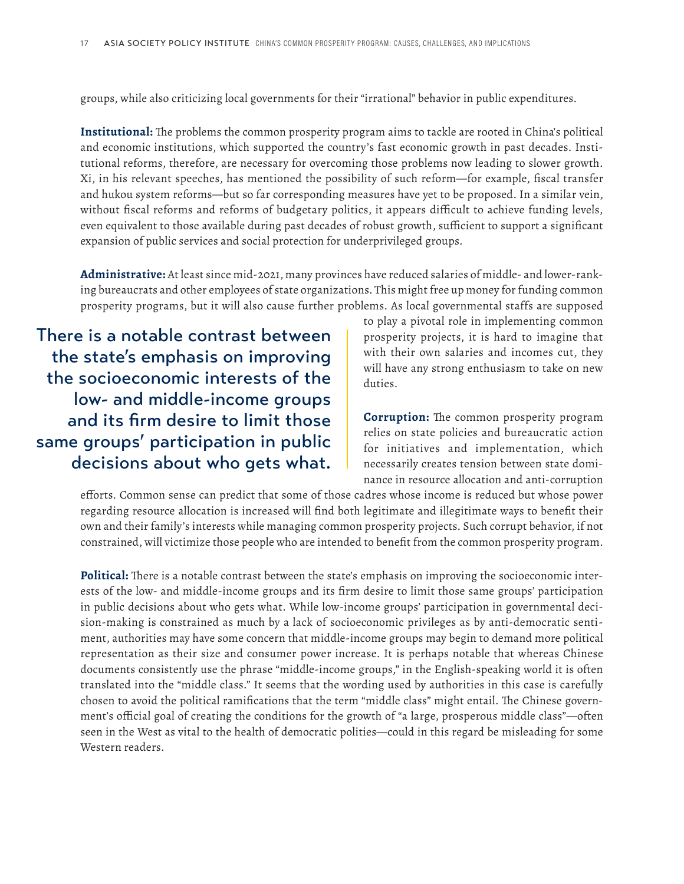groups, while also criticizing local governments for their "irrational" behavior in public expenditures.

**Institutional:** The problems the common prosperity program aims to tackle are rooted in China's political and economic institutions, which supported the country's fast economic growth in past decades. Institutional reforms, therefore, are necessary for overcoming those problems now leading to slower growth. Xi, in his relevant speeches, has mentioned the possibility of such reform—for example, fiscal transfer and hukou system reforms—but so far corresponding measures have yet to be proposed. In a similar vein, without fiscal reforms and reforms of budgetary politics, it appears difficult to achieve funding levels, even equivalent to those available during past decades of robust growth, sufficient to support a significant expansion of public services and social protection for underprivileged groups.

**Administrative:** At least since mid-2021, many provinces have reduced salaries of middle- and lower-ranking bureaucrats and other employees of state organizations. This might free up money for funding common prosperity programs, but it will also cause further problems. As local governmental staffs are supposed to play a pivotal role in implementing common prosperity projects, it is hard to imagine that with their own salaries and incomes cut, they will have any strong enthusiasm to take on new duties.

> There is a notable contrast between the state's emphasis on improving the socioeconomic interests of the low- and middle-income groups and its firm desire to limit those same groups' participation in public decisions about who gets what.

**Corruption:** The common prosperity program relies on state policies and bureaucratic action for initiatives and implementation, which necessarily creates tension between state dominance in resource allocation and anti-corruption efforts. Common sense can predict that some of those cadres whose income is reduced but whose power regarding resource allocation is increased will find both legitimate and illegitimate ways to benefit their own and their family's interests while managing common prosperity projects. Such corrupt behavior, if not constrained, will victimize those people who are intended to benefit from the common prosperity program.

**Political:** There is a notable contrast between the state's emphasis on improving the socioeconomic interests of the low- and middle-income groups and its firm desire to limit those same groups' participation in public decisions about who gets what. While low-income groups' participation in governmental decision-making is constrained as much by a lack of socioeconomic privileges as by anti-democratic sentiment, authorities may have some concern that middle-income groups may begin to demand more political representation as their size and consumer power increase. It is perhaps notable that whereas Chinese documents consistently use the phrase "middle-income groups," in the English-speaking world it is often translated into the "middle class." It seems that the wording used by authorities in this case is carefully chosen to avoid the political ramifications that the term "middle class" might entail. The Chinese government's official goal of creating the conditions for the growth of "a large, prosperous middle class"—often seen in the West as vital to the health of democratic polities—could in this regard be misleading for some Western readers.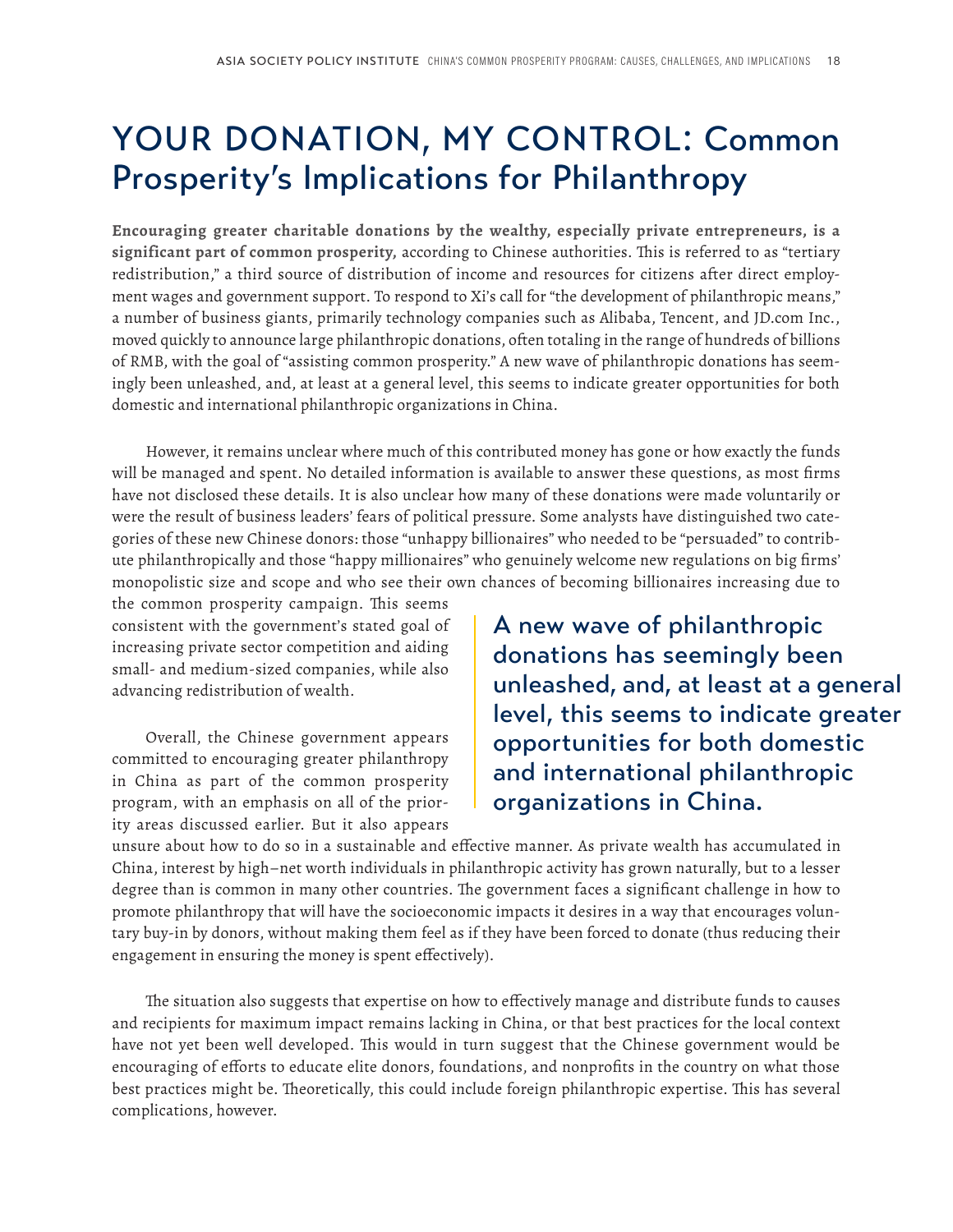# YOUR DONATION, MY CONTROL: Common Prosperity's Implications for Philanthropy

**Encouraging greater charitable donations by the wealthy, especially private entrepreneurs, is a significant part of common prosperity,** according to Chinese authorities. This is referred to as "tertiary redistribution," a third source of distribution of income and resources for citizens after direct employment wages and government support. To respond to Xi's call for "the development of philanthropic means," a number of business giants, primarily technology companies such as Alibaba, Tencent, and JD.com Inc., moved quickly to announce large philanthropic donations, often totaling in the range of hundreds of billions of RMB, with the goal of "assisting common prosperity." A new wave of philanthropic donations has seemingly been unleashed, and, at least at a general level, this seems to indicate greater opportunities for both domestic and international philanthropic organizations in China.

However, it remains unclear where much of this contributed money has gone or how exactly the funds will be managed and spent. No detailed information is available to answer these questions, as most firms have not disclosed these details. It is also unclear how many of these donations were made voluntarily or were the result of business leaders' fears of political pressure. Some analysts have distinguished two categories of these new Chinese donors: those "unhappy billionaires" who needed to be "persuaded" to contribute philanthropically and those "happy millionaires" who genuinely welcome new regulations on big firms' monopolistic size and scope and who see their own chances of becoming billionaires increasing due to the common prosperity campaign. This seems consistent with the government's stated goal of increasing private sector competition and aiding small- and medium-sized companies, while also advancing redistribution of wealth.

> A new wave of philanthropic donations has seemingly been unleashed, and, at least at a general level, this seems to indicate greater opportunities for both domestic and international philanthropic organizations in China.

Overall, the Chinese government appears committed to encouraging greater philanthropy in China as part of the common prosperity program, with an emphasis on all of the priority areas discussed earlier. But it also appears unsure about how to do so in a sustainable and effective manner. As private wealth has accumulated in China, interest by high–net worth individuals in philanthropic activity has grown naturally, but to a lesser degree than is common in many other countries. The government faces a significant challenge in how to promote philanthropy that will have the socioeconomic impacts it desires in a way that encourages voluntary buy-in by donors, without making them feel as if they have been forced to donate (thus reducing their engagement in ensuring the money is spent effectively).

The situation also suggests that expertise on how to effectively manage and distribute funds to causes and recipients for maximum impact remains lacking in China, or that best practices for the local context have not yet been well developed. This would in turn suggest that the Chinese government would be encouraging of efforts to educate elite donors, foundations, and nonprofits in the country on what those best practices might be. Theoretically, this could include foreign philanthropic expertise. This has several complications, however.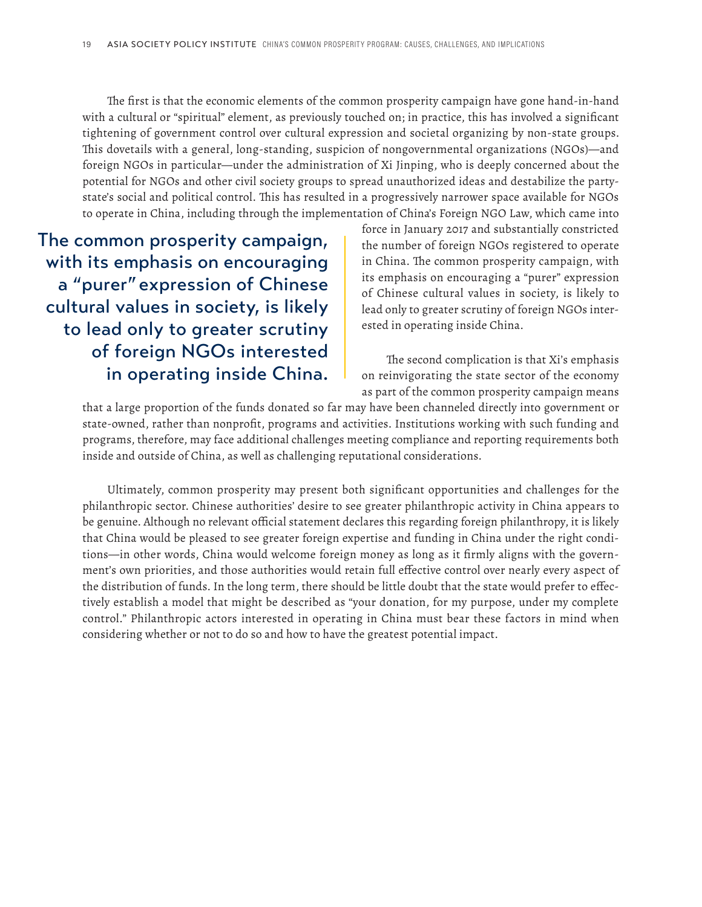The first is that the economic elements of the common prosperity campaign have gone hand-in-hand with a cultural or "spiritual" element, as previously touched on; in practice, this has involved a significant tightening of government control over cultural expression and societal organizing by non-state groups. This dovetails with a general, long-standing, suspicion of nongovernmental organizations (NGOs)—and foreign NGOs in particular—under the administration of Xi Jinping, who is deeply concerned about the potential for NGOs and other civil society groups to spread unauthorized ideas and destabilize the party-state's social and political control. This has resulted in a progressively narrower space available for NGOs to operate in China, including through the implementation of China's Foreign NGO Law, which came into force in January 2017 and substantially constricted the number of foreign NGOs registered to operate in China. The common prosperity campaign, with its emphasis on encouraging a "purer" expression of Chinese cultural values in society, is likely to lead only to greater scrutiny of foreign NGOs interested in operating inside China.

> The common prosperity campaign, with its emphasis on encouraging a "purer" expression of Chinese cultural values in society, is likely to lead only to greater scrutiny of foreign NGOs interested in operating inside China.

The second complication is that Xi's emphasis on reinvigorating the state sector of the economy as part of the common prosperity campaign means that a large proportion of the funds donated so far may have been channeled directly into government or state-owned, rather than nonprofit, programs and activities. Institutions working with such funding and programs, therefore, may face additional challenges meeting compliance and reporting requirements both inside and outside of China, as well as challenging reputational considerations.

Ultimately, common prosperity may present both significant opportunities and challenges for the philanthropic sector. Chinese authorities' desire to see greater philanthropic activity in China appears to be genuine. Although no relevant official statement declares this regarding foreign philanthropy, it is likely that China would be pleased to see greater foreign expertise and funding in China under the right conditions—in other words, China would welcome foreign money as long as it firmly aligns with the government's own priorities, and those authorities would retain full effective control over nearly every aspect of the distribution of funds. In the long term, there should be little doubt that the state would prefer to effectively establish a model that might be described as "your donation, for my purpose, under my complete control." Philanthropic actors interested in operating in China must bear these factors in mind when considering whether or not to do so and how to have the greatest potential impact.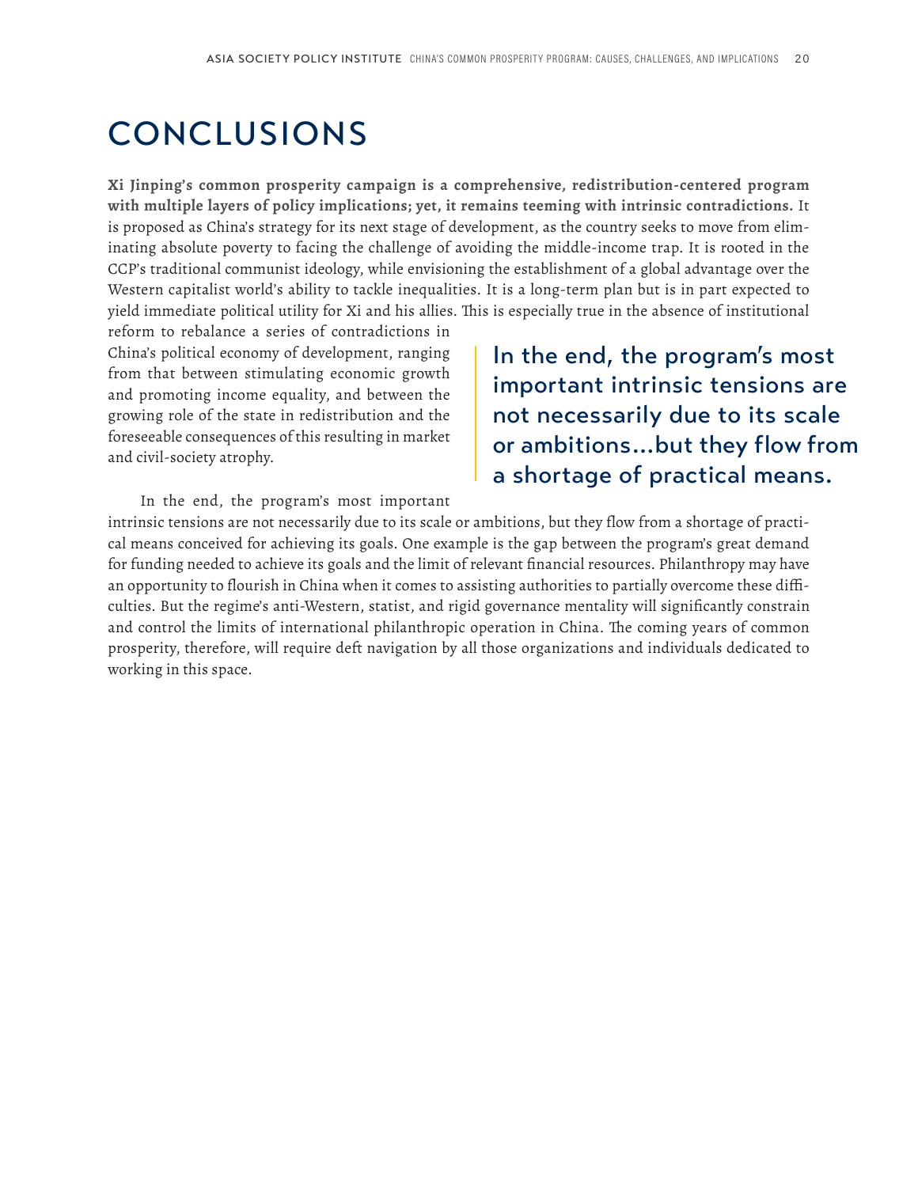# CONCLUSIONS

**Xi Jinping's common prosperity campaign is a comprehensive, redistribution-centered program with multiple layers of policy implications; yet, it remains teeming with intrinsic contradictions.** It is proposed as China's strategy for its next stage of development, as the country seeks to move from eliminating absolute poverty to facing the challenge of avoiding the middle-income trap. It is rooted in the CCP's traditional communist ideology, while envisioning the establishment of a global advantage over the Western capitalist world's ability to tackle inequalities. It is a long-term plan but is in part expected to yield immediate political utility for Xi and his allies. This is especially true in the absence of institutional reform to rebalance a series of contradictions in China's political economy of development, ranging from that between stimulating economic growth and promoting income equality, and between the growing role of the state in redistribution and the foreseeable consequences of this resulting in market and civil-society atrophy.

> In the end, the program's most important intrinsic tensions are not necessarily due to its scale or ambitions...but they flow from a shortage of practical means.

In the end, the program's most important intrinsic tensions are not necessarily due to its scale or ambitions, but they flow from a shortage of practical means conceived for achieving its goals. One example is the gap between the program's great demand for funding needed to achieve its goals and the limit of relevant financial resources. Philanthropy may have an opportunity to flourish in China when it comes to assisting authorities to partially overcome these difficulties. But the regime's anti-Western, statist, and rigid governance mentality will significantly constrain and control the limits of international philanthropic operation in China. The coming years of common prosperity, therefore, will require deft navigation by all those organizations and individuals dedicated to working in this space.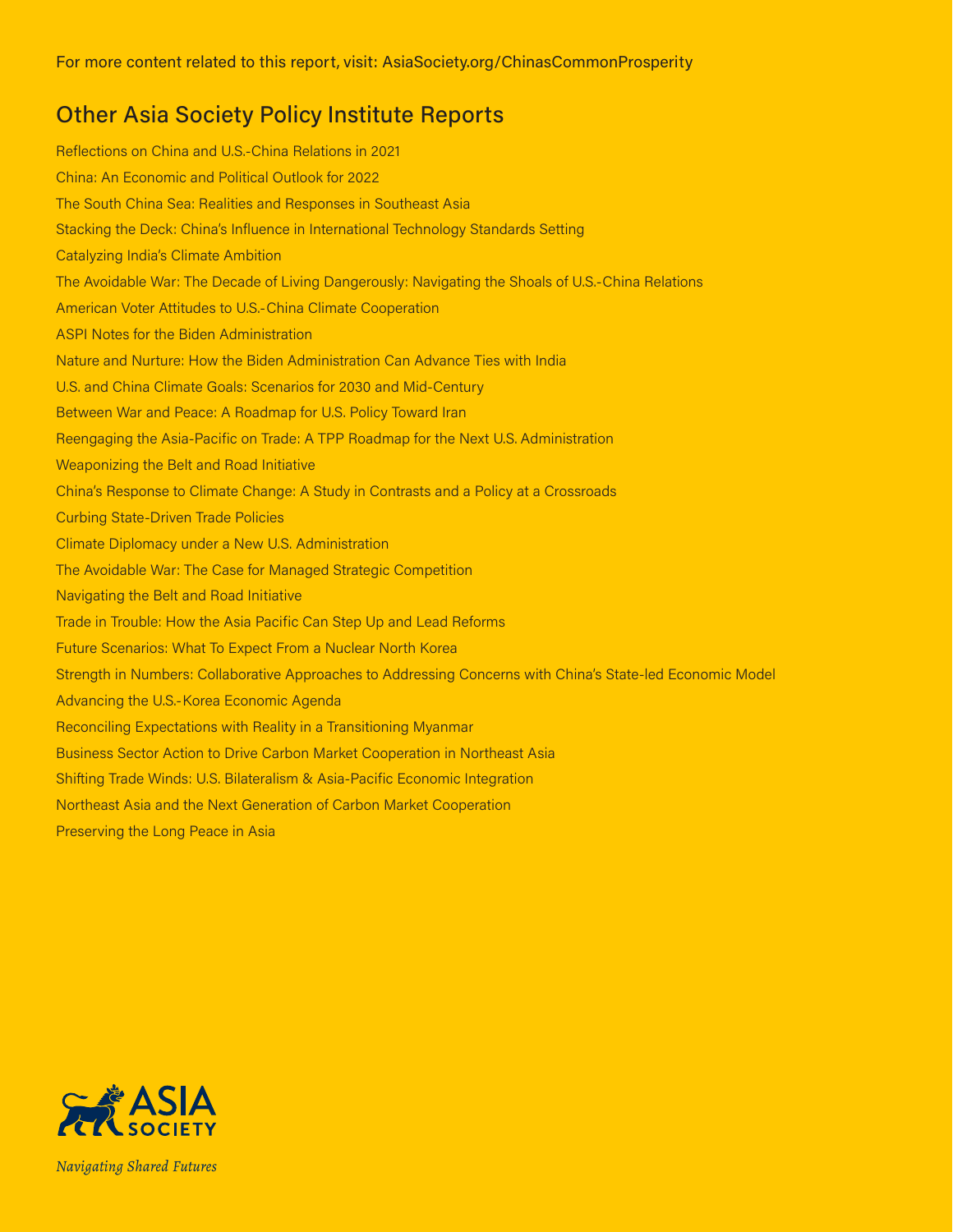For more content related to this report, visit: AsiaSociety.org/ChinasCommonProsperity

## Other Asia Society Policy Institute Reports

Reflections on China and U.S.-China Relations in 2021

China: An Economic and Political Outlook for 2022

The South China Sea: Realities and Responses in Southeast Asia

Stacking the Deck: China's Influence in International Technology Standards Setting

Catalyzing India's Climate Ambition

The Avoidable War: The Decade of Living Dangerously: Navigating the Shoals of U.S.-China Relations

American Voter Attitudes to U.S.-China Climate Cooperation

ASPI Notes for the Biden Administration

Nature and Nurture: How the Biden Administration Can Advance Ties with India

U.S. and China Climate Goals: Scenarios for 2030 and Mid-Century

Between War and Peace: A Roadmap for U.S. Policy Toward Iran

Reengaging the Asia-Pacific on Trade: A TPP Roadmap for the Next U.S. Administration

Weaponizing the Belt and Road Initiative

China's Response to Climate Change: A Study in Contrasts and a Policy at a Crossroads

Curbing State-Driven Trade Policies

Climate Diplomacy under a New U.S. Administration

The Avoidable War: The Case for Managed Strategic Competition

Navigating the Belt and Road Initiative

Trade in Trouble: How the Asia Pacific Can Step Up and Lead Reforms

Future Scenarios: What To Expect From a Nuclear North Korea

Strength in Numbers: Collaborative Approaches to Addressing Concerns with China's State-led Economic Model

Advancing the U.S.-Korea Economic Agenda

Reconciling Expectations with Reality in a Transitioning Myanmar

Business Sector Action to Drive Carbon Market Cooperation in Northeast Asia

Shifting Trade Winds: U.S. Bilateralism & Asia-Pacific Economic Integration

Northeast Asia and the Next Generation of Carbon Market Cooperation

Preserving the Long Peace in Asia

ASIA SOCIETY

*Navigating Shared Futures*